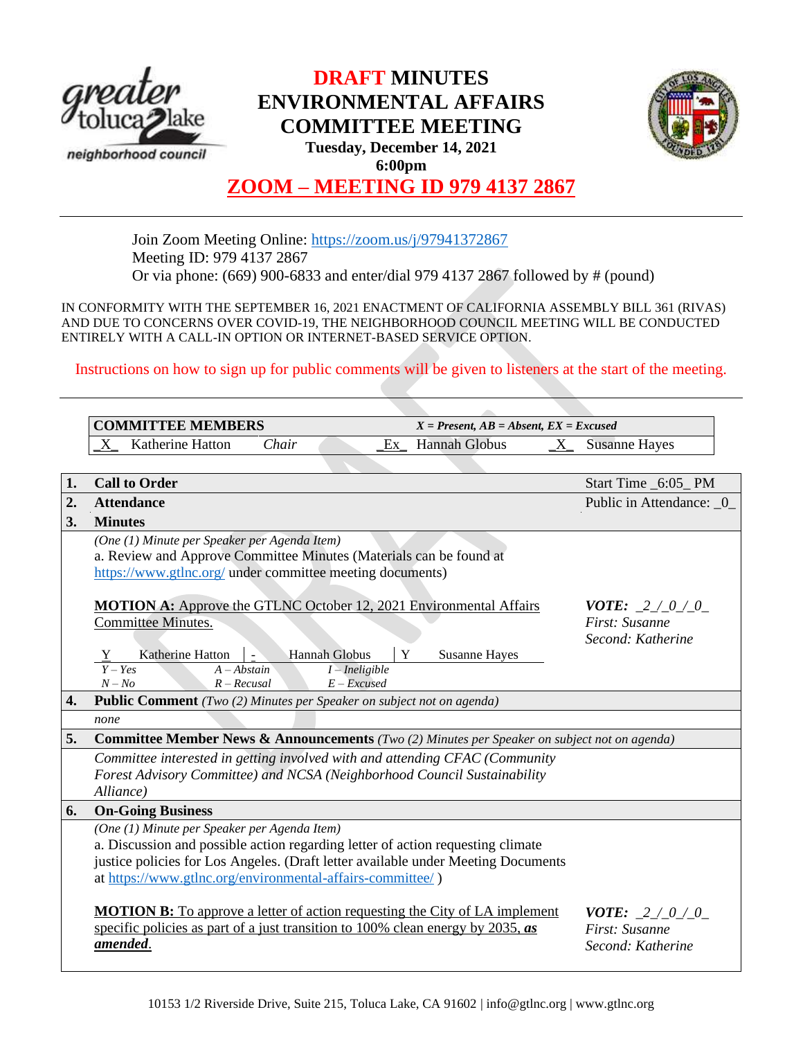# DRAFT MINUTES ENVIRONMENTAL AFFAIRS COMMITTEE MEETING

**Tuesday, December 14, 2021**
**6:00pm**

## ZOOM – MEETING ID 979 4137 2867

Join Zoom Meeting Online: https://zoom.us/j/97941372867
Meeting ID: 979 4137 2867
Or via phone: (669) 900-6833 and enter/dial 979 4137 2867 followed by # (pound)

IN CONFORMITY WITH THE SEPTEMBER 16, 2021 ENACTMENT OF CALIFORNIA ASSEMBLY BILL 361 (RIVAS) AND DUE TO CONCERNS OVER COVID-19, THE NEIGHBORHOOD COUNCIL MEETING WILL BE CONDUCTED ENTIRELY WITH A CALL-IN OPTION OR INTERNET-BASED SERVICE OPTION.

Instructions on how to sign up for public comments will be given to listeners at the start of the meeting.

| **COMMITTEE MEMBERS** | | *X = Present, AB = Absent, EX = Excused* | |
|---|---|---|---|
| _X_ Katherine Hatton | *Chair* | _Ex_ Hannah Globus | _X_ Susanne Hayes |

| # | Item | |
|---|---|---|
| **1.** | **Call to Order** | Start Time _6:05_ PM |
| **2.** | **Attendance** | Public in Attendance: _0_ |
| **3.** | **Minutes** | |
| | *(One (1) Minute per Speaker per Agenda Item)*<br>a. Review and Approve Committee Minutes (Materials can be found at https://www.gtlnc.org/ under committee meeting documents)<br><br>**MOTION A:** Approve the GTLNC October 12, 2021 Environmental Affairs Committee Minutes.<br><br>Y Katherine Hatton \| - Hannah Globus \| Y Susanne Hayes<br>*Y – Yes, A – Abstain, I – Ineligible, N – No, R – Recusal, E – Excused* | ***VOTE:*** *_2_/_0_/_0_*<br>*First: Susanne*<br>*Second: Katherine* |
| **4.** | **Public Comment** *(Two (2) Minutes per Speaker on subject not on agenda)* | |
| | *none* | |
| **5.** | **Committee Member News & Announcements** *(Two (2) Minutes per Speaker on subject not on agenda)* | |
| | *Committee interested in getting involved with and attending CFAC (Community Forest Advisory Committee) and NCSA (Neighborhood Council Sustainability Alliance)* | |
| **6.** | **On-Going Business** | |
| | *(One (1) Minute per Speaker per Agenda Item)*<br>a. Discussion and possible action regarding letter of action requesting climate justice policies for Los Angeles. (Draft letter available under Meeting Documents at https://www.gtlnc.org/environmental-affairs-committee/ )<br><br>**MOTION B:** To approve a letter of action requesting the City of LA implement specific policies as part of a just transition to 100% clean energy by 2035, ***as amended***. | ***VOTE:*** *_2_/_0_/_0_*<br>*First: Susanne*<br>*Second: Katherine* |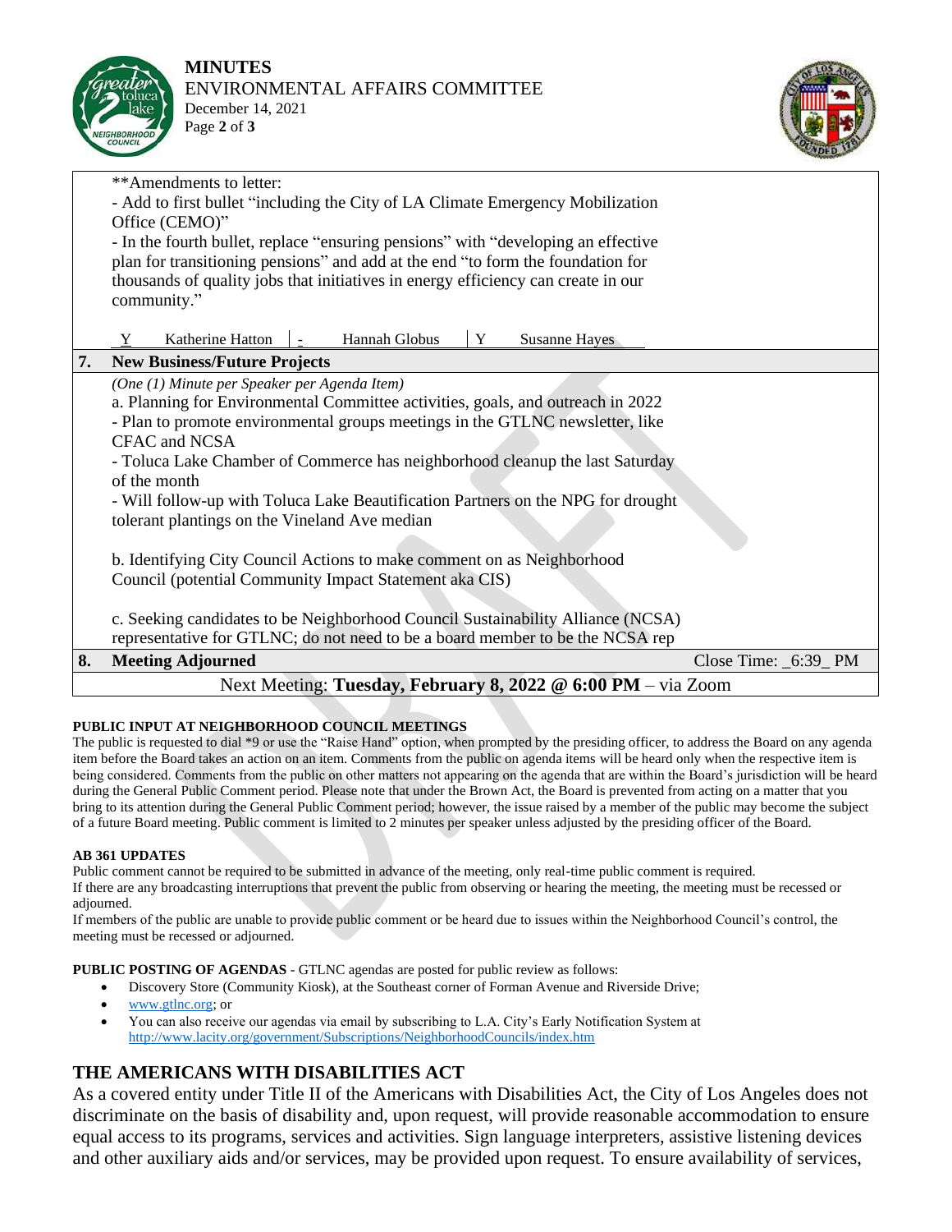**Amendments to letter:
- Add to first bullet "including the City of LA Climate Emergency Mobilization Office (CEMO)"
- In the fourth bullet, replace "ensuring pensions" with "developing an effective plan for transitioning pensions" and add at the end "to form the foundation for thousands of quality jobs that initiatives in energy efficiency can create in our community."

| Y | Katherine Hatton | - | Hannah Globus | Y | Susanne Hayes |
|---|---|---|---|---|---|

**7. New Business/Future Projects**

*(One (1) Minute per Speaker per Agenda Item)*

a. Planning for Environmental Committee activities, goals, and outreach in 2022
- Plan to promote environmental groups meetings in the GTLNC newsletter, like CFAC and NCSA
- Toluca Lake Chamber of Commerce has neighborhood cleanup the last Saturday of the month
- Will follow-up with Toluca Lake Beautification Partners on the NPG for drought tolerant plantings on the Vineland Ave median

b. Identifying City Council Actions to make comment on as Neighborhood Council (potential Community Impact Statement aka CIS)

c. Seeking candidates to be Neighborhood Council Sustainability Alliance (NCSA) representative for GTLNC; do not need to be a board member to be the NCSA rep

**8. Meeting Adjourned** — Close Time: _6:39_ PM

Next Meeting: **Tuesday, February 8, 2022 @ 6:00 PM** – via Zoom

**PUBLIC INPUT AT NEIGHBORHOOD COUNCIL MEETINGS**

The public is requested to dial *9 or use the "Raise Hand" option, when prompted by the presiding officer, to address the Board on any agenda item before the Board takes an action on an item. Comments from the public on agenda items will be heard only when the respective item is being considered. Comments from the public on other matters not appearing on the agenda that are within the Board's jurisdiction will be heard during the General Public Comment period. Please note that under the Brown Act, the Board is prevented from acting on a matter that you bring to its attention during the General Public Comment period; however, the issue raised by a member of the public may become the subject of a future Board meeting. Public comment is limited to 2 minutes per speaker unless adjusted by the presiding officer of the Board.

**AB 361 UPDATES**

Public comment cannot be required to be submitted in advance of the meeting, only real-time public comment is required.
If there are any broadcasting interruptions that prevent the public from observing or hearing the meeting, the meeting must be recessed or adjourned.
If members of the public are unable to provide public comment or be heard due to issues within the Neighborhood Council's control, the meeting must be recessed or adjourned.

**PUBLIC POSTING OF AGENDAS** - GTLNC agendas are posted for public review as follows:

- Discovery Store (Community Kiosk), at the Southeast corner of Forman Avenue and Riverside Drive;
- www.gtlnc.org; or
- You can also receive our agendas via email by subscribing to L.A. City's Early Notification System at http://www.lacity.org/government/Subscriptions/NeighborhoodCouncils/index.htm

## THE AMERICANS WITH DISABILITIES ACT

As a covered entity under Title II of the Americans with Disabilities Act, the City of Los Angeles does not discriminate on the basis of disability and, upon request, will provide reasonable accommodation to ensure equal access to its programs, services and activities. Sign language interpreters, assistive listening devices and other auxiliary aids and/or services, may be provided upon request. To ensure availability of services,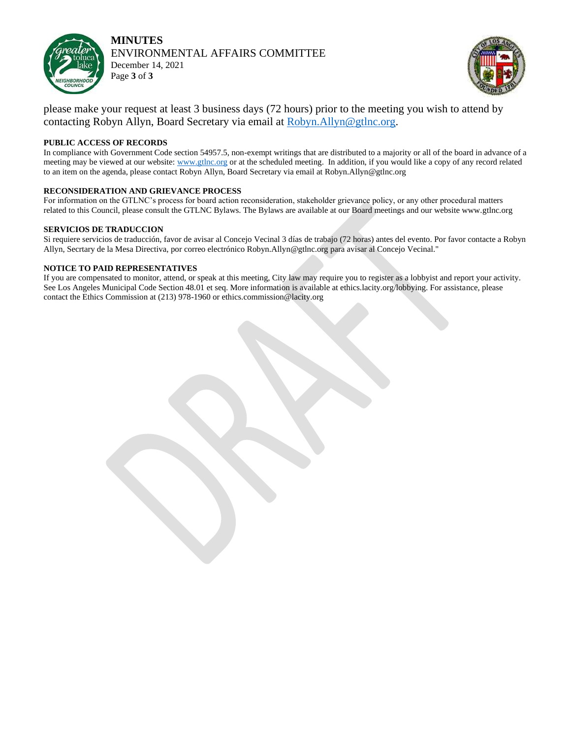please make your request at least 3 business days (72 hours) prior to the meeting you wish to attend by contacting Robyn Allyn, Board Secretary via email at Robyn.Allyn@gtlnc.org.

**PUBLIC ACCESS OF RECORDS**

In compliance with Government Code section 54957.5, non-exempt writings that are distributed to a majority or all of the board in advance of a meeting may be viewed at our website: www.gtlnc.org or at the scheduled meeting. In addition, if you would like a copy of any record related to an item on the agenda, please contact Robyn Allyn, Board Secretary via email at Robyn.Allyn@gtlnc.org

**RECONSIDERATION AND GRIEVANCE PROCESS**

For information on the GTLNC's process for board action reconsideration, stakeholder grievance policy, or any other procedural matters related to this Council, please consult the GTLNC Bylaws. The Bylaws are available at our Board meetings and our website www.gtlnc.org

**SERVICIOS DE TRADUCCION**

Si requiere servicios de traducción, favor de avisar al Concejo Vecinal 3 días de trabajo (72 horas) antes del evento. Por favor contacte a Robyn Allyn, Secrtary de la Mesa Directiva, por correo electrónico Robyn.Allyn@gtlnc.org para avisar al Concejo Vecinal."

**NOTICE TO PAID REPRESENTATIVES**

If you are compensated to monitor, attend, or speak at this meeting, City law may require you to register as a lobbyist and report your activity. See Los Angeles Municipal Code Section 48.01 et seq. More information is available at ethics.lacity.org/lobbying. For assistance, please contact the Ethics Commission at (213) 978-1960 or ethics.commission@lacity.org